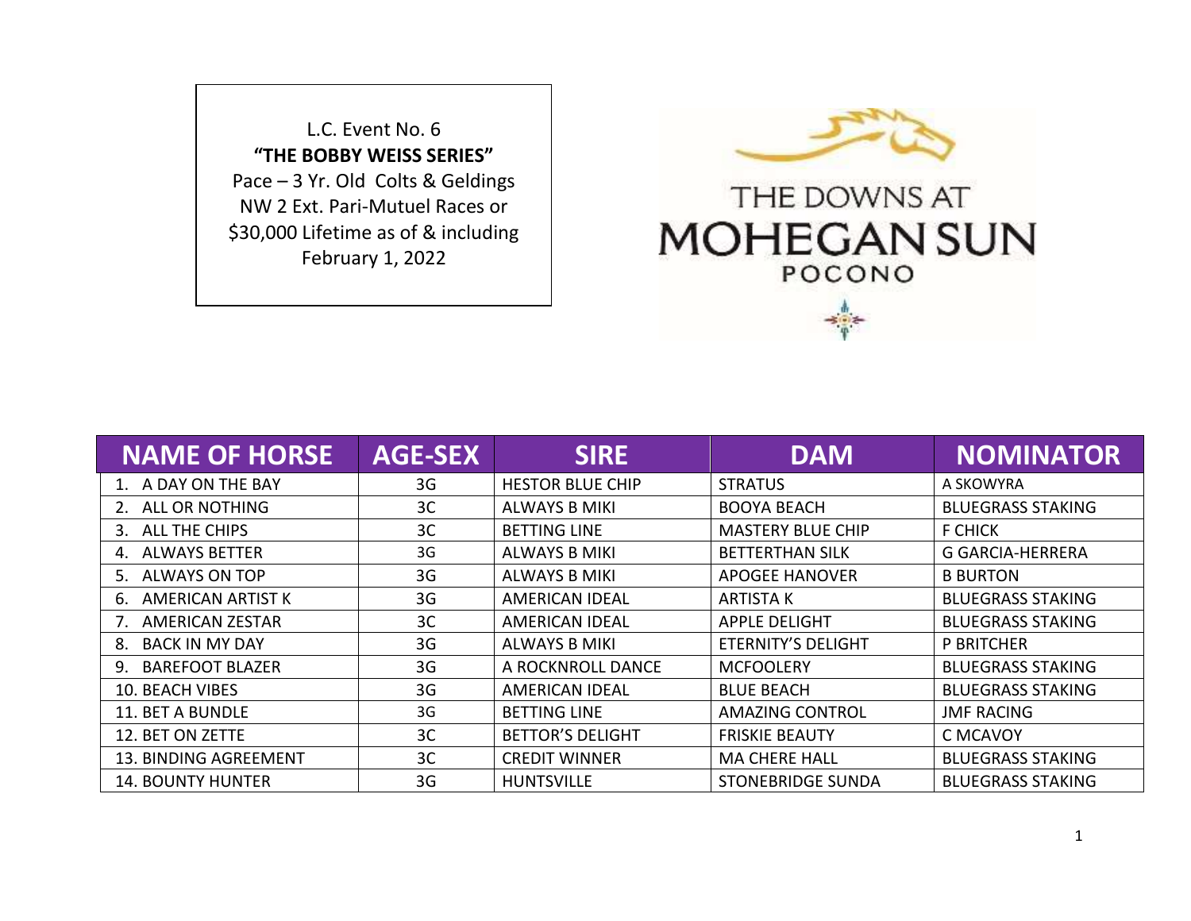L.C. Event No. 6

**"THE BOBBY WEISS SERIES"**

Pace – 3 Yr. Old Colts & Geldings
NW 2 Ext. Pari-Mutuel Races or
$30,000 Lifetime as of & including
February 1, 2022

THE DOWNS AT
MOHEGAN SUN
POCONO

| NAME OF HORSE | AGE-SEX | SIRE | DAM | NOMINATOR |
|---|---|---|---|---|
| 1. A DAY ON THE BAY | 3G | HESTOR BLUE CHIP | STRATUS | A SKOWYRA |
| 2. ALL OR NOTHING | 3C | ALWAYS B MIKI | BOOYA BEACH | BLUEGRASS STAKING |
| 3. ALL THE CHIPS | 3C | BETTING LINE | MASTERY BLUE CHIP | F CHICK |
| 4. ALWAYS BETTER | 3G | ALWAYS B MIKI | BETTERTHAN SILK | G GARCIA-HERRERA |
| 5. ALWAYS ON TOP | 3G | ALWAYS B MIKI | APOGEE HANOVER | B BURTON |
| 6. AMERICAN ARTIST K | 3G | AMERICAN IDEAL | ARTISTA K | BLUEGRASS STAKING |
| 7. AMERICAN ZESTAR | 3C | AMERICAN IDEAL | APPLE DELIGHT | BLUEGRASS STAKING |
| 8. BACK IN MY DAY | 3G | ALWAYS B MIKI | ETERNITY'S DELIGHT | P BRITCHER |
| 9. BAREFOOT BLAZER | 3G | A ROCKNROLL DANCE | MCFOOLERY | BLUEGRASS STAKING |
| 10. BEACH VIBES | 3G | AMERICAN IDEAL | BLUE BEACH | BLUEGRASS STAKING |
| 11. BET A BUNDLE | 3G | BETTING LINE | AMAZING CONTROL | JMF RACING |
| 12. BET ON ZETTE | 3C | BETTOR'S DELIGHT | FRISKIE BEAUTY | C MCAVOY |
| 13. BINDING AGREEMENT | 3C | CREDIT WINNER | MA CHERE HALL | BLUEGRASS STAKING |
| 14. BOUNTY HUNTER | 3G | HUNTSVILLE | STONEBRIDGE SUNDA | BLUEGRASS STAKING |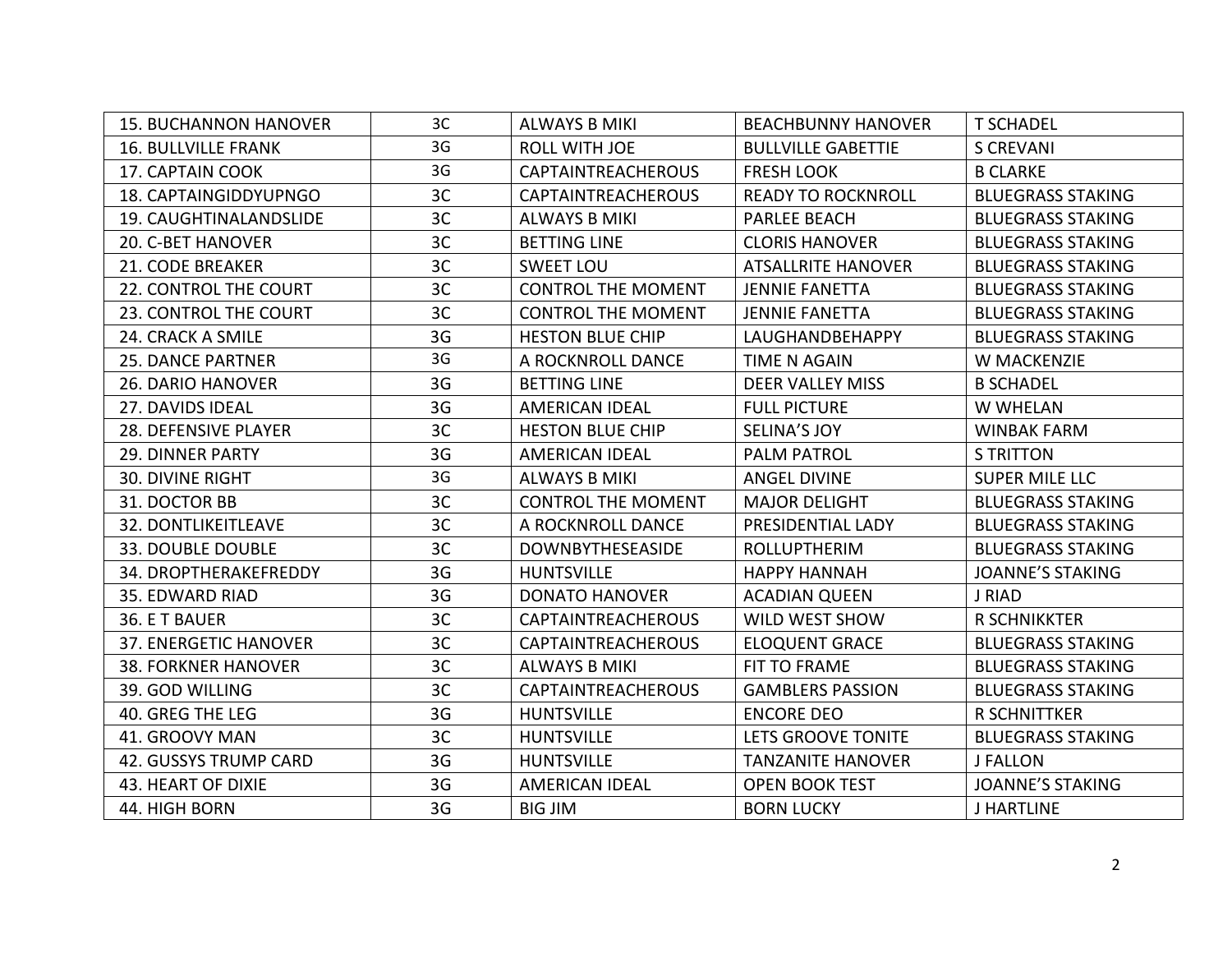| 15. BUCHANNON HANOVER | 3C | ALWAYS B MIKI | BEACHBUNNY HANOVER | T SCHADEL |
|---|---|---|---|---|
| 16. BULLVILLE FRANK | 3G | ROLL WITH JOE | BULLVILLE GABETTIE | S CREVANI |
| 17. CAPTAIN COOK | 3G | CAPTAINTREACHEROUS | FRESH LOOK | B CLARKE |
| 18. CAPTAINGIDDYUPNGO | 3C | CAPTAINTREACHEROUS | READY TO ROCKNROLL | BLUEGRASS STAKING |
| 19. CAUGHTINALANDSLIDE | 3C | ALWAYS B MIKI | PARLEE BEACH | BLUEGRASS STAKING |
| 20. C-BET HANOVER | 3C | BETTING LINE | CLORIS HANOVER | BLUEGRASS STAKING |
| 21. CODE BREAKER | 3C | SWEET LOU | ATSALLRITE HANOVER | BLUEGRASS STAKING |
| 22. CONTROL THE COURT | 3C | CONTROL THE MOMENT | JENNIE FANETTA | BLUEGRASS STAKING |
| 23. CONTROL THE COURT | 3C | CONTROL THE MOMENT | JENNIE FANETTA | BLUEGRASS STAKING |
| 24. CRACK A SMILE | 3G | HESTON BLUE CHIP | LAUGHANDBEHAPPY | BLUEGRASS STAKING |
| 25. DANCE PARTNER | 3G | A ROCKNROLL DANCE | TIME N AGAIN | W MACKENZIE |
| 26. DARIO HANOVER | 3G | BETTING LINE | DEER VALLEY MISS | B SCHADEL |
| 27. DAVIDS IDEAL | 3G | AMERICAN IDEAL | FULL PICTURE | W WHELAN |
| 28. DEFENSIVE PLAYER | 3C | HESTON BLUE CHIP | SELINA'S JOY | WINBAK FARM |
| 29. DINNER PARTY | 3G | AMERICAN IDEAL | PALM PATROL | S TRITTON |
| 30. DIVINE RIGHT | 3G | ALWAYS B MIKI | ANGEL DIVINE | SUPER MILE LLC |
| 31. DOCTOR BB | 3C | CONTROL THE MOMENT | MAJOR DELIGHT | BLUEGRASS STAKING |
| 32. DONTLIKEITLEAVE | 3C | A ROCKNROLL DANCE | PRESIDENTIAL LADY | BLUEGRASS STAKING |
| 33. DOUBLE DOUBLE | 3C | DOWNBYTHESEASIDE | ROLLUPTHERIM | BLUEGRASS STAKING |
| 34. DROPTHERAKEFREDDY | 3G | HUNTSVILLE | HAPPY HANNAH | JOANNE'S STAKING |
| 35. EDWARD RIAD | 3G | DONATO HANOVER | ACADIAN QUEEN | J RIAD |
| 36. E T BAUER | 3C | CAPTAINTREACHEROUS | WILD WEST SHOW | R SCHNIKKTER |
| 37. ENERGETIC HANOVER | 3C | CAPTAINTREACHEROUS | ELOQUENT GRACE | BLUEGRASS STAKING |
| 38. FORKNER HANOVER | 3C | ALWAYS B MIKI | FIT TO FRAME | BLUEGRASS STAKING |
| 39. GOD WILLING | 3C | CAPTAINTREACHEROUS | GAMBLERS PASSION | BLUEGRASS STAKING |
| 40. GREG THE LEG | 3G | HUNTSVILLE | ENCORE DEO | R SCHNITTKER |
| 41. GROOVY MAN | 3C | HUNTSVILLE | LETS GROOVE TONITE | BLUEGRASS STAKING |
| 42. GUSSYS TRUMP CARD | 3G | HUNTSVILLE | TANZANITE HANOVER | J FALLON |
| 43. HEART OF DIXIE | 3G | AMERICAN IDEAL | OPEN BOOK TEST | JOANNE'S STAKING |
| 44. HIGH BORN | 3G | BIG JIM | BORN LUCKY | J HARTLINE |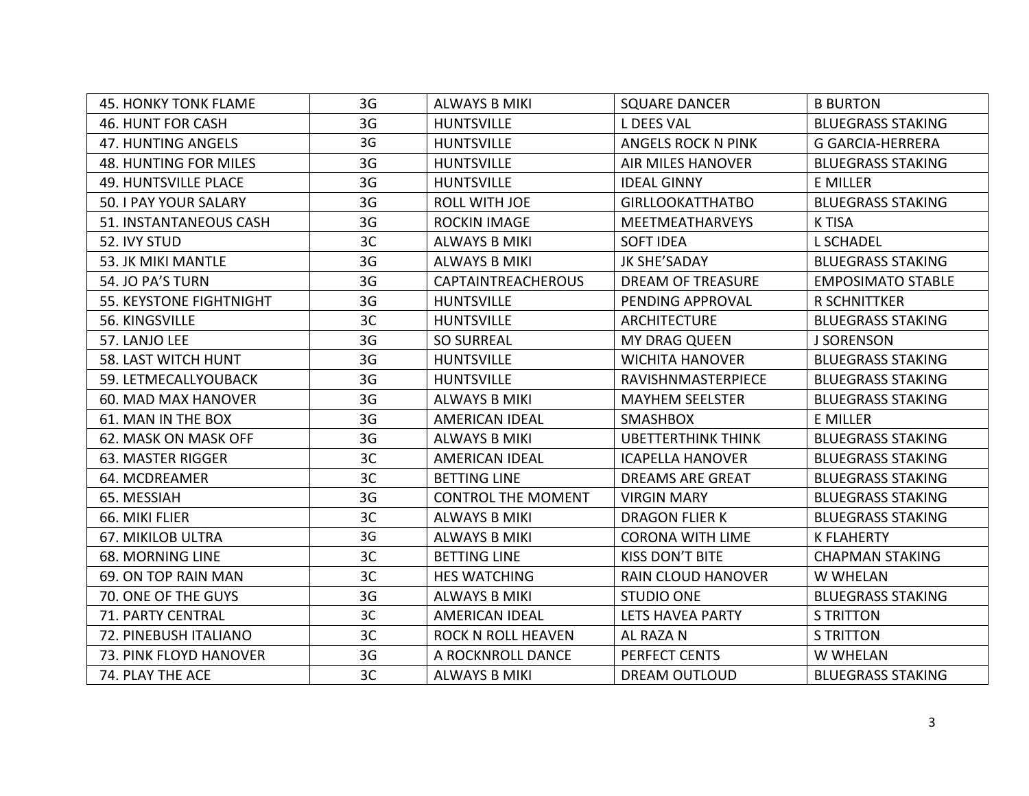| 45. HONKY TONK FLAME | 3G | ALWAYS B MIKI | SQUARE DANCER | B BURTON |
|---|---|---|---|---|
| 46. HUNT FOR CASH | 3G | HUNTSVILLE | L DEES VAL | BLUEGRASS STAKING |
| 47. HUNTING ANGELS | 3G | HUNTSVILLE | ANGELS ROCK N PINK | G GARCIA-HERRERA |
| 48. HUNTING FOR MILES | 3G | HUNTSVILLE | AIR MILES HANOVER | BLUEGRASS STAKING |
| 49. HUNTSVILLE PLACE | 3G | HUNTSVILLE | IDEAL GINNY | E MILLER |
| 50. I PAY YOUR SALARY | 3G | ROLL WITH JOE | GIRLLOOKATTHATBO | BLUEGRASS STAKING |
| 51. INSTANTANEOUS CASH | 3G | ROCKIN IMAGE | MEETMEATHARVEYS | K TISA |
| 52. IVY STUD | 3C | ALWAYS B MIKI | SOFT IDEA | L SCHADEL |
| 53. JK MIKI MANTLE | 3G | ALWAYS B MIKI | JK SHE'SADAY | BLUEGRASS STAKING |
| 54. JO PA'S TURN | 3G | CAPTAINTREACHEROUS | DREAM OF TREASURE | EMPOSIMATO STABLE |
| 55. KEYSTONE FIGHTNIGHT | 3G | HUNTSVILLE | PENDING APPROVAL | R SCHNITTKER |
| 56. KINGSVILLE | 3C | HUNTSVILLE | ARCHITECTURE | BLUEGRASS STAKING |
| 57. LANJO LEE | 3G | SO SURREAL | MY DRAG QUEEN | J SORENSON |
| 58. LAST WITCH HUNT | 3G | HUNTSVILLE | WICHITA HANOVER | BLUEGRASS STAKING |
| 59. LETMECALLYOUBACK | 3G | HUNTSVILLE | RAVISHNMASTERPIECE | BLUEGRASS STAKING |
| 60. MAD MAX HANOVER | 3G | ALWAYS B MIKI | MAYHEM SEELSTER | BLUEGRASS STAKING |
| 61. MAN IN THE BOX | 3G | AMERICAN IDEAL | SMASHBOX | E MILLER |
| 62. MASK ON MASK OFF | 3G | ALWAYS B MIKI | UBETTERTHINK THINK | BLUEGRASS STAKING |
| 63. MASTER RIGGER | 3C | AMERICAN IDEAL | ICAPELLA HANOVER | BLUEGRASS STAKING |
| 64. MCDREAMER | 3C | BETTING LINE | DREAMS ARE GREAT | BLUEGRASS STAKING |
| 65. MESSIAH | 3G | CONTROL THE MOMENT | VIRGIN MARY | BLUEGRASS STAKING |
| 66. MIKI FLIER | 3C | ALWAYS B MIKI | DRAGON FLIER K | BLUEGRASS STAKING |
| 67. MIKILOB ULTRA | 3G | ALWAYS B MIKI | CORONA WITH LIME | K FLAHERTY |
| 68. MORNING LINE | 3C | BETTING LINE | KISS DON'T BITE | CHAPMAN STAKING |
| 69. ON TOP RAIN MAN | 3C | HES WATCHING | RAIN CLOUD HANOVER | W WHELAN |
| 70. ONE OF THE GUYS | 3G | ALWAYS B MIKI | STUDIO ONE | BLUEGRASS STAKING |
| 71. PARTY CENTRAL | 3C | AMERICAN IDEAL | LETS HAVEA PARTY | S TRITTON |
| 72. PINEBUSH ITALIANO | 3C | ROCK N ROLL HEAVEN | AL RAZA N | S TRITTON |
| 73. PINK FLOYD HANOVER | 3G | A ROCKNROLL DANCE | PERFECT CENTS | W WHELAN |
| 74. PLAY THE ACE | 3C | ALWAYS B MIKI | DREAM OUTLOUD | BLUEGRASS STAKING |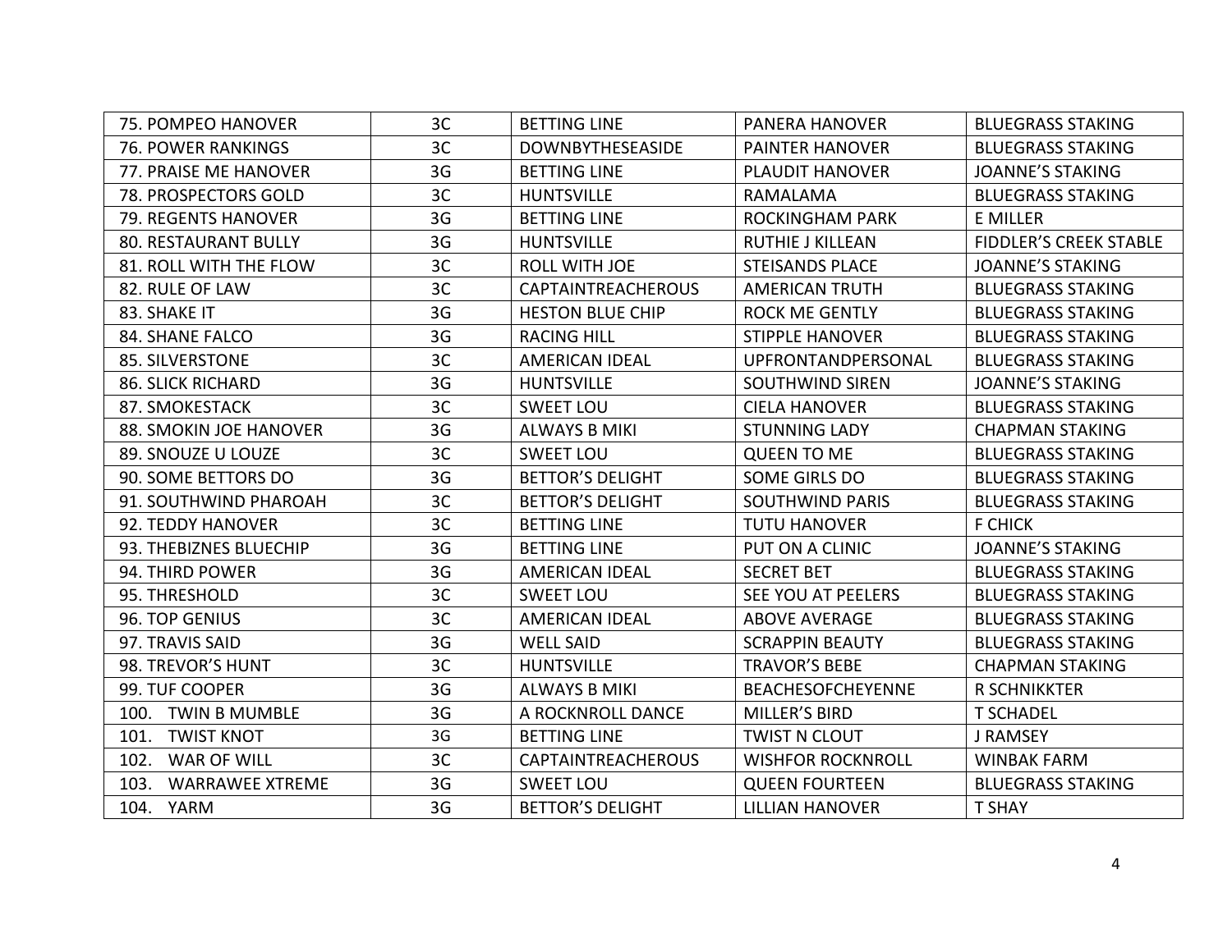| 75. POMPEO HANOVER | 3C | BETTING LINE | PANERA HANOVER | BLUEGRASS STAKING |
|---|---|---|---|---|
| 76. POWER RANKINGS | 3C | DOWNBYTHESEASIDE | PAINTER HANOVER | BLUEGRASS STAKING |
| 77. PRAISE ME HANOVER | 3G | BETTING LINE | PLAUDIT HANOVER | JOANNE'S STAKING |
| 78. PROSPECTORS GOLD | 3C | HUNTSVILLE | RAMALAMA | BLUEGRASS STAKING |
| 79. REGENTS HANOVER | 3G | BETTING LINE | ROCKINGHAM PARK | E MILLER |
| 80. RESTAURANT BULLY | 3G | HUNTSVILLE | RUTHIE J KILLEAN | FIDDLER'S CREEK STABLE |
| 81. ROLL WITH THE FLOW | 3C | ROLL WITH JOE | STEISANDS PLACE | JOANNE'S STAKING |
| 82. RULE OF LAW | 3C | CAPTAINTREACHEROUS | AMERICAN TRUTH | BLUEGRASS STAKING |
| 83. SHAKE IT | 3G | HESTON BLUE CHIP | ROCK ME GENTLY | BLUEGRASS STAKING |
| 84. SHANE FALCO | 3G | RACING HILL | STIPPLE HANOVER | BLUEGRASS STAKING |
| 85. SILVERSTONE | 3C | AMERICAN IDEAL | UPFRONTANDPERSONAL | BLUEGRASS STAKING |
| 86. SLICK RICHARD | 3G | HUNTSVILLE | SOUTHWIND SIREN | JOANNE'S STAKING |
| 87. SMOKESTACK | 3C | SWEET LOU | CIELA HANOVER | BLUEGRASS STAKING |
| 88. SMOKIN JOE HANOVER | 3G | ALWAYS B MIKI | STUNNING LADY | CHAPMAN STAKING |
| 89. SNOUZE U LOUZE | 3C | SWEET LOU | QUEEN TO ME | BLUEGRASS STAKING |
| 90. SOME BETTORS DO | 3G | BETTOR'S DELIGHT | SOME GIRLS DO | BLUEGRASS STAKING |
| 91. SOUTHWIND PHAROAH | 3C | BETTOR'S DELIGHT | SOUTHWIND PARIS | BLUEGRASS STAKING |
| 92. TEDDY HANOVER | 3C | BETTING LINE | TUTU HANOVER | F CHICK |
| 93. THEBIZNES BLUECHIP | 3G | BETTING LINE | PUT ON A CLINIC | JOANNE'S STAKING |
| 94. THIRD POWER | 3G | AMERICAN IDEAL | SECRET BET | BLUEGRASS STAKING |
| 95. THRESHOLD | 3C | SWEET LOU | SEE YOU AT PEELERS | BLUEGRASS STAKING |
| 96. TOP GENIUS | 3C | AMERICAN IDEAL | ABOVE AVERAGE | BLUEGRASS STAKING |
| 97. TRAVIS SAID | 3G | WELL SAID | SCRAPPIN BEAUTY | BLUEGRASS STAKING |
| 98. TREVOR'S HUNT | 3C | HUNTSVILLE | TRAVOR'S BEBE | CHAPMAN STAKING |
| 99. TUF COOPER | 3G | ALWAYS B MIKI | BEACHESOFCHEYENNE | R SCHNIKKTER |
| 100. TWIN B MUMBLE | 3G | A ROCKNROLL DANCE | MILLER'S BIRD | T SCHADEL |
| 101. TWIST KNOT | 3G | BETTING LINE | TWIST N CLOUT | J RAMSEY |
| 102. WAR OF WILL | 3C | CAPTAINTREACHEROUS | WISHFOR ROCKNROLL | WINBAK FARM |
| 103. WARRAWEE XTREME | 3G | SWEET LOU | QUEEN FOURTEEN | BLUEGRASS STAKING |
| 104. YARM | 3G | BETTOR'S DELIGHT | LILLIAN HANOVER | T SHAY |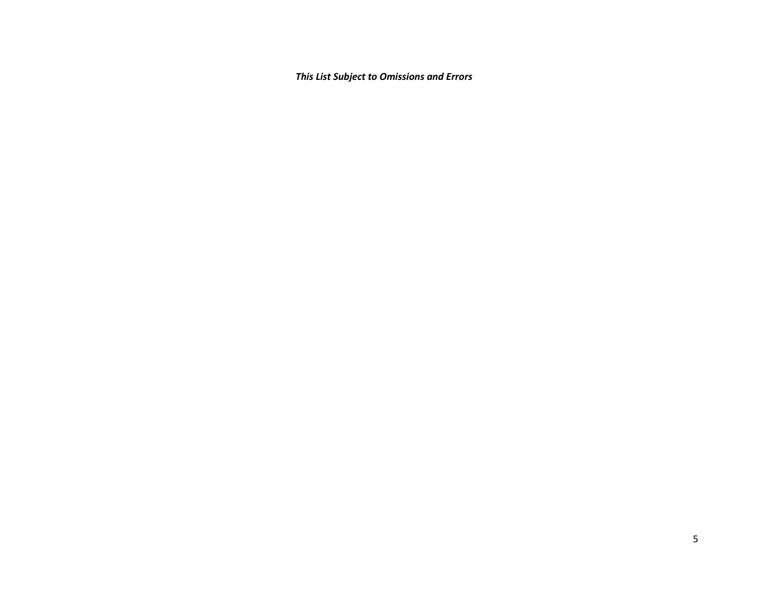***This List Subject to Omissions and Errors***